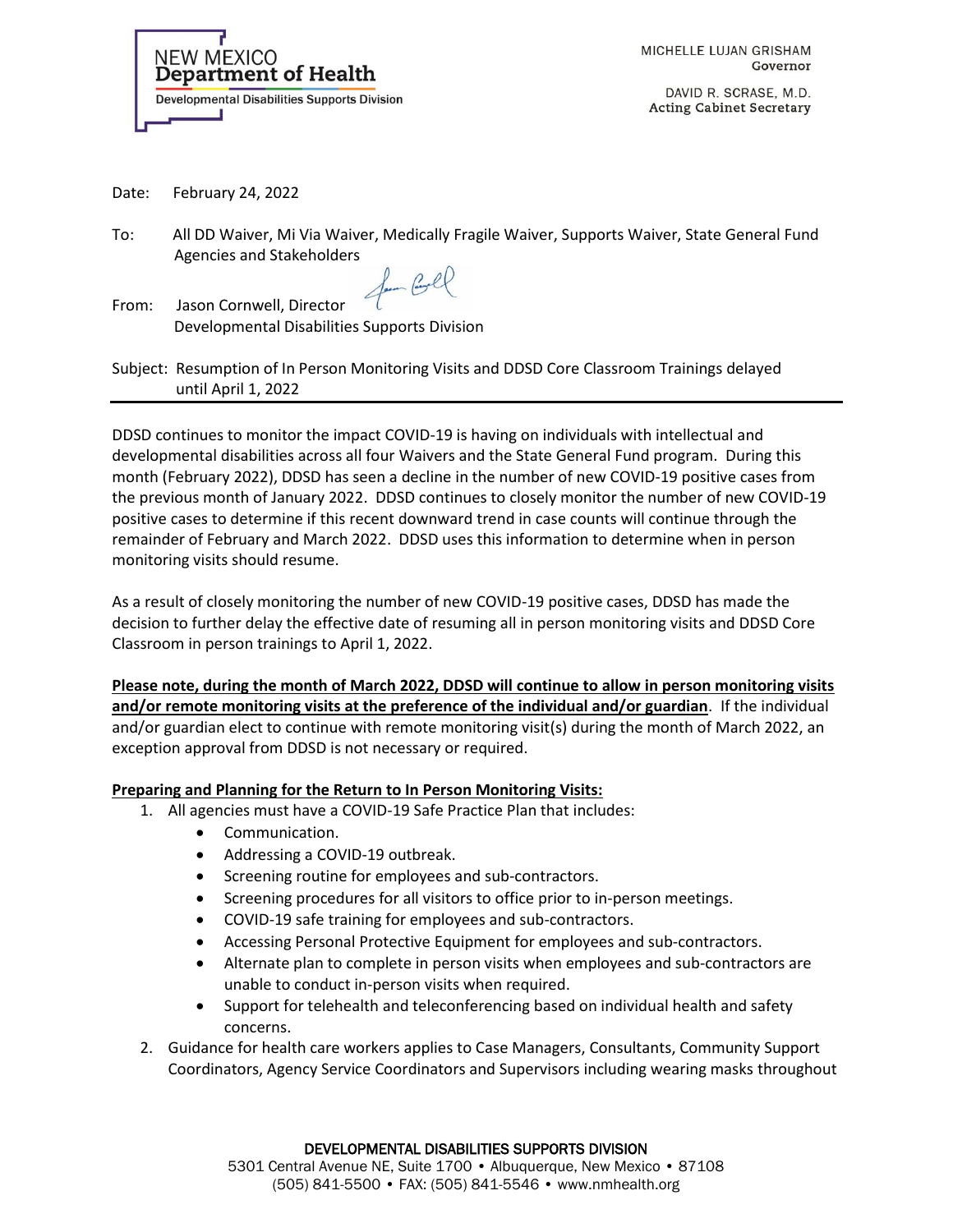NEW MEXICO
**Department of Health**
Developmental Disabilities Supports Division

MICHELLE LUJAN GRISHAM
Governor

DAVID R. SCRASE, M.D.
Acting Cabinet Secretary

Date: February 24, 2022

To: All DD Waiver, Mi Via Waiver, Medically Fragile Waiver, Supports Waiver, State General Fund Agencies and Stakeholders

From: Jason Cornwell, Director
Developmental Disabilities Supports Division

Subject: Resumption of In Person Monitoring Visits and DDSD Core Classroom Trainings delayed until April 1, 2022

---

DDSD continues to monitor the impact COVID-19 is having on individuals with intellectual and developmental disabilities across all four Waivers and the State General Fund program. During this month (February 2022), DDSD has seen a decline in the number of new COVID-19 positive cases from the previous month of January 2022. DDSD continues to closely monitor the number of new COVID-19 positive cases to determine if this recent downward trend in case counts will continue through the remainder of February and March 2022. DDSD uses this information to determine when in person monitoring visits should resume.

As a result of closely monitoring the number of new COVID-19 positive cases, DDSD has made the decision to further delay the effective date of resuming all in person monitoring visits and DDSD Core Classroom in person trainings to April 1, 2022.

**Please note, during the month of March 2022, DDSD will continue to allow in person monitoring visits and/or remote monitoring visits at the preference of the individual and/or guardian**. If the individual and/or guardian elect to continue with remote monitoring visit(s) during the month of March 2022, an exception approval from DDSD is not necessary or required.

**Preparing and Planning for the Return to In Person Monitoring Visits:**

1. All agencies must have a COVID-19 Safe Practice Plan that includes:
   - Communication.
   - Addressing a COVID-19 outbreak.
   - Screening routine for employees and sub-contractors.
   - Screening procedures for all visitors to office prior to in-person meetings.
   - COVID-19 safe training for employees and sub-contractors.
   - Accessing Personal Protective Equipment for employees and sub-contractors.
   - Alternate plan to complete in person visits when employees and sub-contractors are unable to conduct in-person visits when required.
   - Support for telehealth and teleconferencing based on individual health and safety concerns.
2. Guidance for health care workers applies to Case Managers, Consultants, Community Support Coordinators, Agency Service Coordinators and Supervisors including wearing masks throughout

DEVELOPMENTAL DISABILITIES SUPPORTS DIVISION
5301 Central Avenue NE, Suite 1700 • Albuquerque, New Mexico • 87108
(505) 841-5500 • FAX: (505) 841-5546 • www.nmhealth.org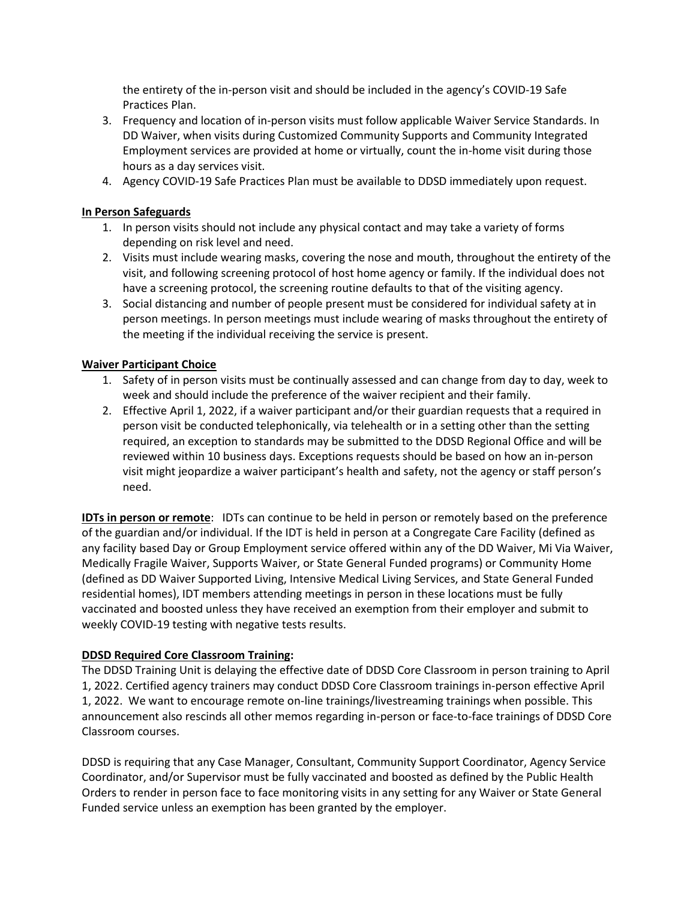the entirety of the in-person visit and should be included in the agency's COVID-19 Safe Practices Plan.

3. Frequency and location of in-person visits must follow applicable Waiver Service Standards. In DD Waiver, when visits during Customized Community Supports and Community Integrated Employment services are provided at home or virtually, count the in-home visit during those hours as a day services visit.
4. Agency COVID-19 Safe Practices Plan must be available to DDSD immediately upon request.

**In Person Safeguards**

1. In person visits should not include any physical contact and may take a variety of forms depending on risk level and need.
2. Visits must include wearing masks, covering the nose and mouth, throughout the entirety of the visit, and following screening protocol of host home agency or family. If the individual does not have a screening protocol, the screening routine defaults to that of the visiting agency.
3. Social distancing and number of people present must be considered for individual safety at in person meetings. In person meetings must include wearing of masks throughout the entirety of the meeting if the individual receiving the service is present.

**Waiver Participant Choice**

1. Safety of in person visits must be continually assessed and can change from day to day, week to week and should include the preference of the waiver recipient and their family.
2. Effective April 1, 2022, if a waiver participant and/or their guardian requests that a required in person visit be conducted telephonically, via telehealth or in a setting other than the setting required, an exception to standards may be submitted to the DDSD Regional Office and will be reviewed within 10 business days. Exceptions requests should be based on how an in-person visit might jeopardize a waiver participant's health and safety, not the agency or staff person's need.

**IDTs in person or remote**: IDTs can continue to be held in person or remotely based on the preference of the guardian and/or individual. If the IDT is held in person at a Congregate Care Facility (defined as any facility based Day or Group Employment service offered within any of the DD Waiver, Mi Via Waiver, Medically Fragile Waiver, Supports Waiver, or State General Funded programs) or Community Home (defined as DD Waiver Supported Living, Intensive Medical Living Services, and State General Funded residential homes), IDT members attending meetings in person in these locations must be fully vaccinated and boosted unless they have received an exemption from their employer and submit to weekly COVID-19 testing with negative tests results.

**DDSD Required Core Classroom Training:**

The DDSD Training Unit is delaying the effective date of DDSD Core Classroom in person training to April 1, 2022. Certified agency trainers may conduct DDSD Core Classroom trainings in-person effective April 1, 2022. We want to encourage remote on-line trainings/livestreaming trainings when possible. This announcement also rescinds all other memos regarding in-person or face-to-face trainings of DDSD Core Classroom courses.

DDSD is requiring that any Case Manager, Consultant, Community Support Coordinator, Agency Service Coordinator, and/or Supervisor must be fully vaccinated and boosted as defined by the Public Health Orders to render in person face to face monitoring visits in any setting for any Waiver or State General Funded service unless an exemption has been granted by the employer.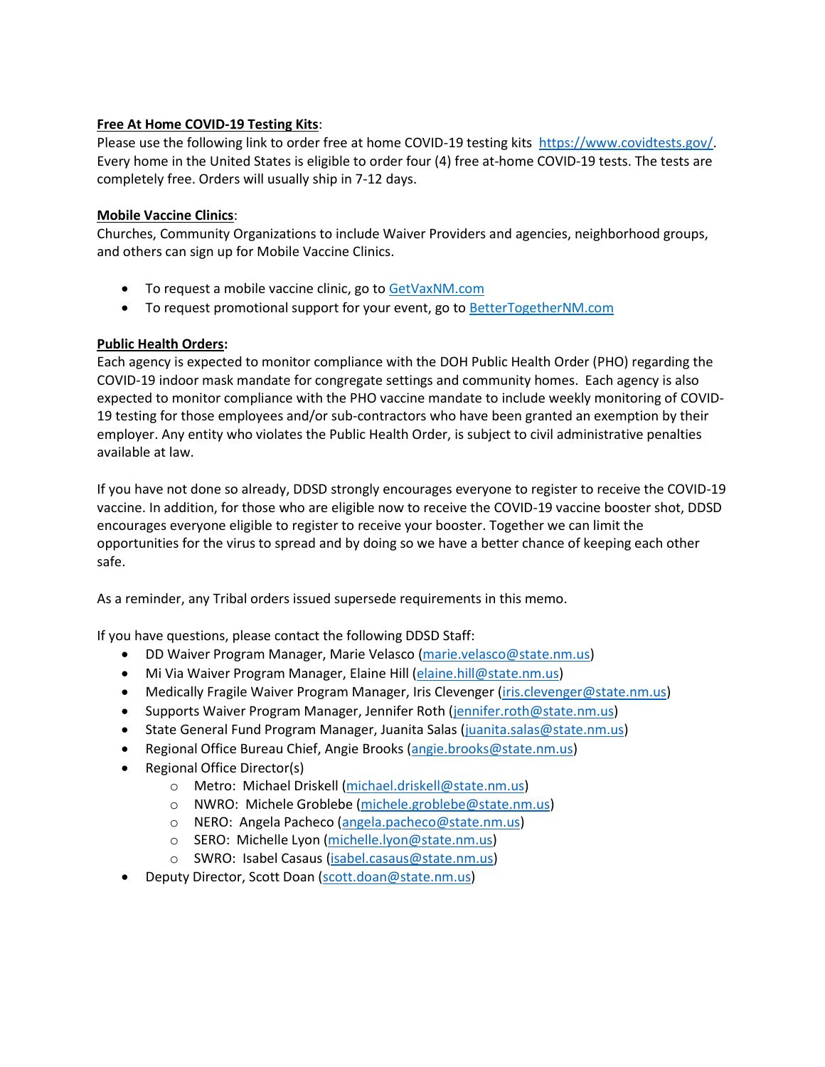**Free At Home COVID-19 Testing Kits**:
Please use the following link to order free at home COVID-19 testing kits https://www.covidtests.gov/. Every home in the United States is eligible to order four (4) free at-home COVID-19 tests. The tests are completely free. Orders will usually ship in 7-12 days.

**Mobile Vaccine Clinics**:
Churches, Community Organizations to include Waiver Providers and agencies, neighborhood groups, and others can sign up for Mobile Vaccine Clinics.

- To request a mobile vaccine clinic, go to GetVaxNM.com
- To request promotional support for your event, go to BetterTogetherNM.com

**Public Health Orders:**
Each agency is expected to monitor compliance with the DOH Public Health Order (PHO) regarding the COVID-19 indoor mask mandate for congregate settings and community homes. Each agency is also expected to monitor compliance with the PHO vaccine mandate to include weekly monitoring of COVID-19 testing for those employees and/or sub-contractors who have been granted an exemption by their employer. Any entity who violates the Public Health Order, is subject to civil administrative penalties available at law.

If you have not done so already, DDSD strongly encourages everyone to register to receive the COVID-19 vaccine. In addition, for those who are eligible now to receive the COVID-19 vaccine booster shot, DDSD encourages everyone eligible to register to receive your booster. Together we can limit the opportunities for the virus to spread and by doing so we have a better chance of keeping each other safe.

As a reminder, any Tribal orders issued supersede requirements in this memo.

If you have questions, please contact the following DDSD Staff:

- DD Waiver Program Manager, Marie Velasco (marie.velasco@state.nm.us)
- Mi Via Waiver Program Manager, Elaine Hill (elaine.hill@state.nm.us)
- Medically Fragile Waiver Program Manager, Iris Clevenger (iris.clevenger@state.nm.us)
- Supports Waiver Program Manager, Jennifer Roth (jennifer.roth@state.nm.us)
- State General Fund Program Manager, Juanita Salas (juanita.salas@state.nm.us)
- Regional Office Bureau Chief, Angie Brooks (angie.brooks@state.nm.us)
- Regional Office Director(s)
    - Metro: Michael Driskell (michael.driskell@state.nm.us)
    - NWRO: Michele Groblebe (michele.groblebe@state.nm.us)
    - NERO: Angela Pacheco (angela.pacheco@state.nm.us)
    - SERO: Michelle Lyon (michelle.lyon@state.nm.us)
    - SWRO: Isabel Casaus (isabel.casaus@state.nm.us)
- Deputy Director, Scott Doan (scott.doan@state.nm.us)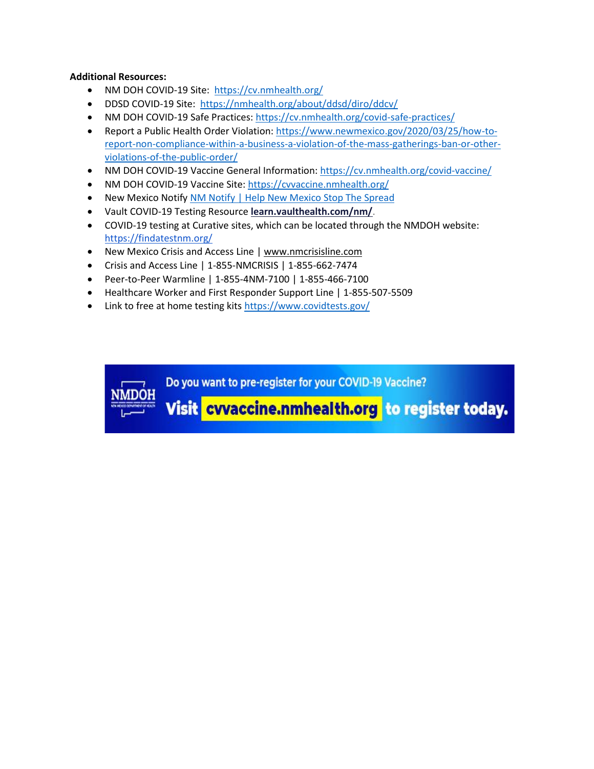**Additional Resources:**

- NM DOH COVID-19 Site: https://cv.nmhealth.org/
- DDSD COVID-19 Site: https://nmhealth.org/about/ddsd/diro/ddcv/
- NM DOH COVID-19 Safe Practices: https://cv.nmhealth.org/covid-safe-practices/
- Report a Public Health Order Violation: https://www.newmexico.gov/2020/03/25/how-to-report-non-compliance-within-a-business-a-violation-of-the-mass-gatherings-ban-or-other-violations-of-the-public-order/
- NM DOH COVID-19 Vaccine General Information: https://cv.nmhealth.org/covid-vaccine/
- NM DOH COVID-19 Vaccine Site: https://cvvaccine.nmhealth.org/
- New Mexico Notify NM Notify | Help New Mexico Stop The Spread
- Vault COVID-19 Testing Resource **learn.vaulthealth.com/nm/**.
- COVID-19 testing at Curative sites, which can be located through the NMDOH website: https://findatestnm.org/
- New Mexico Crisis and Access Line | www.nmcrisisline.com
- Crisis and Access Line | 1-855-NMCRISIS | 1-855-662-7474
- Peer-to-Peer Warmline | 1-855-4NM-7100 | 1-855-466-7100
- Healthcare Worker and First Responder Support Line | 1-855-507-5509
- Link to free at home testing kits https://www.covidtests.gov/

NMDOH

Do you want to pre-register for your COVID-19 Vaccine?

Visit **cvvaccine.nmhealth.org** to register today.